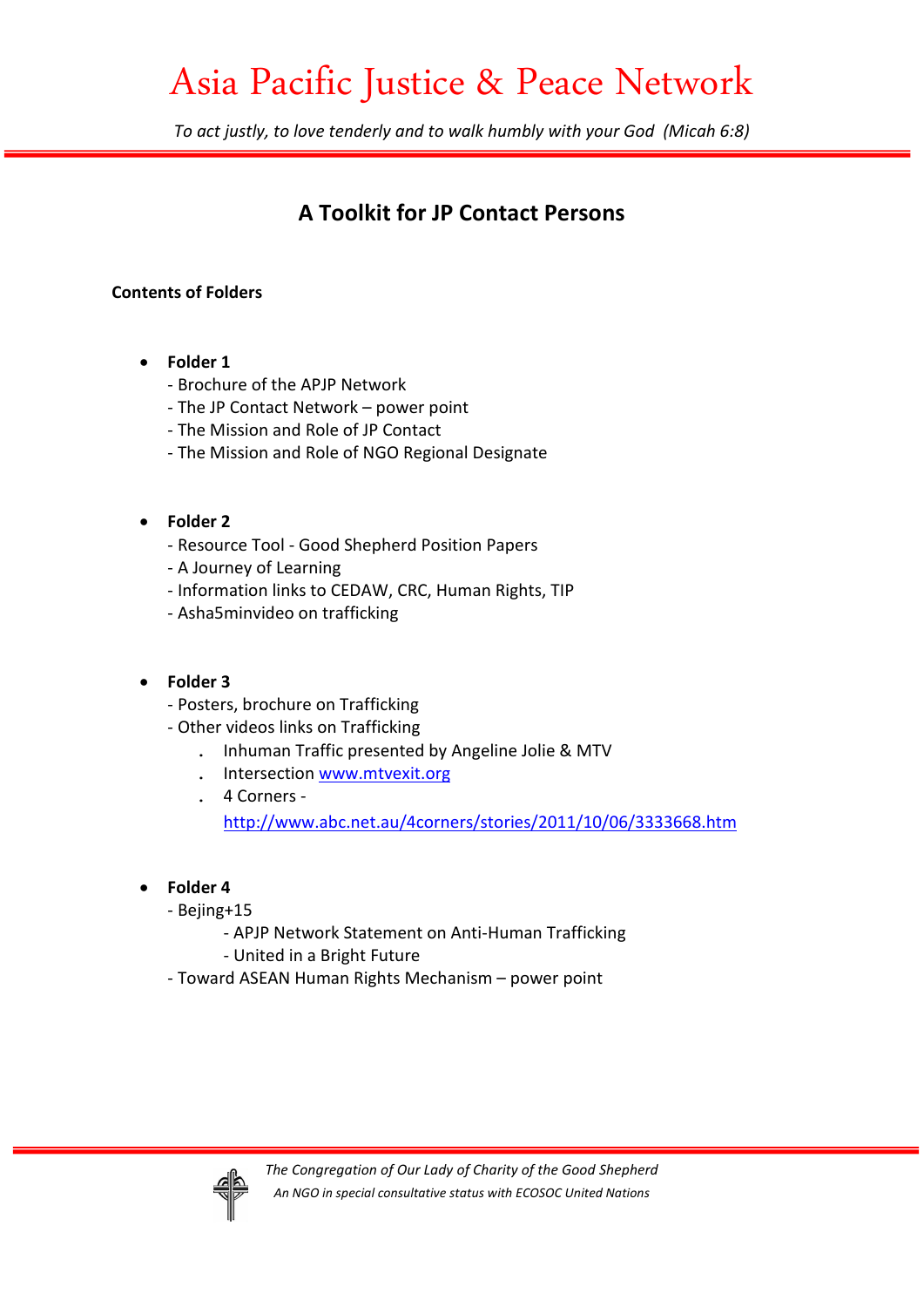# Asia Pacific Justice & Peace Network

*To act justly, to love tenderly and to walk humbly with your God (Micah 6:8)*

## A Toolkit for JP Contact Persons

**Contents of Folders**

- **Folder 1**
  - Brochure of the APJP Network
  - The JP Contact Network – power point
  - The Mission and Role of JP Contact
  - The Mission and Role of NGO Regional Designate

- **Folder 2**
  - Resource Tool - Good Shepherd Position Papers
  - A Journey of Learning
  - Information links to CEDAW, CRC, Human Rights, TIP
  - Asha5minvideo on trafficking

- **Folder 3**
  - Posters, brochure on Trafficking
  - Other videos links on Trafficking
    - Inhuman Traffic presented by Angeline Jolie & MTV
    - Intersection www.mtvexit.org
    - 4 Corners - http://www.abc.net.au/4corners/stories/2011/10/06/3333668.htm

- **Folder 4**
  - Bejing+15
    - APJP Network Statement on Anti-Human Trafficking
    - United in a Bright Future
  - Toward ASEAN Human Rights Mechanism – power point

*The Congregation of Our Lady of Charity of the Good Shepherd*

*An NGO in special consultative status with ECOSOC United Nations*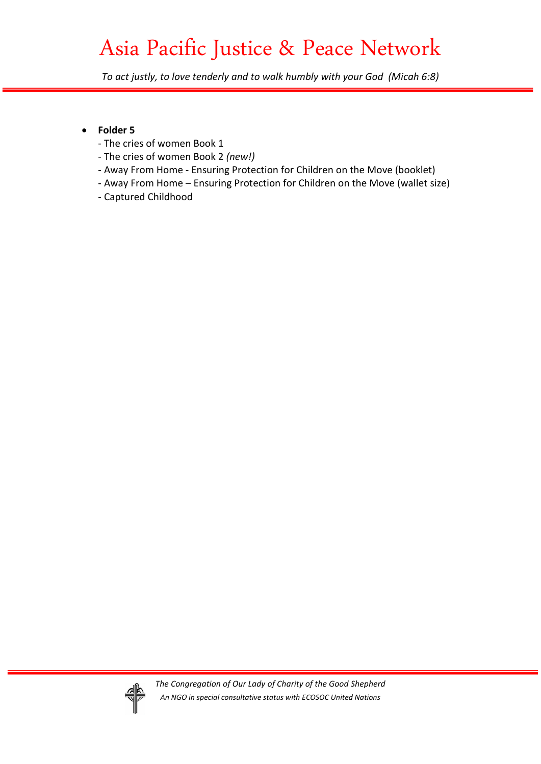- **Folder 5**
  - The cries of women Book 1
  - The cries of women Book 2 *(new!)*
  - Away From Home - Ensuring Protection for Children on the Move (booklet)
  - Away From Home – Ensuring Protection for Children on the Move (wallet size)
  - Captured Childhood